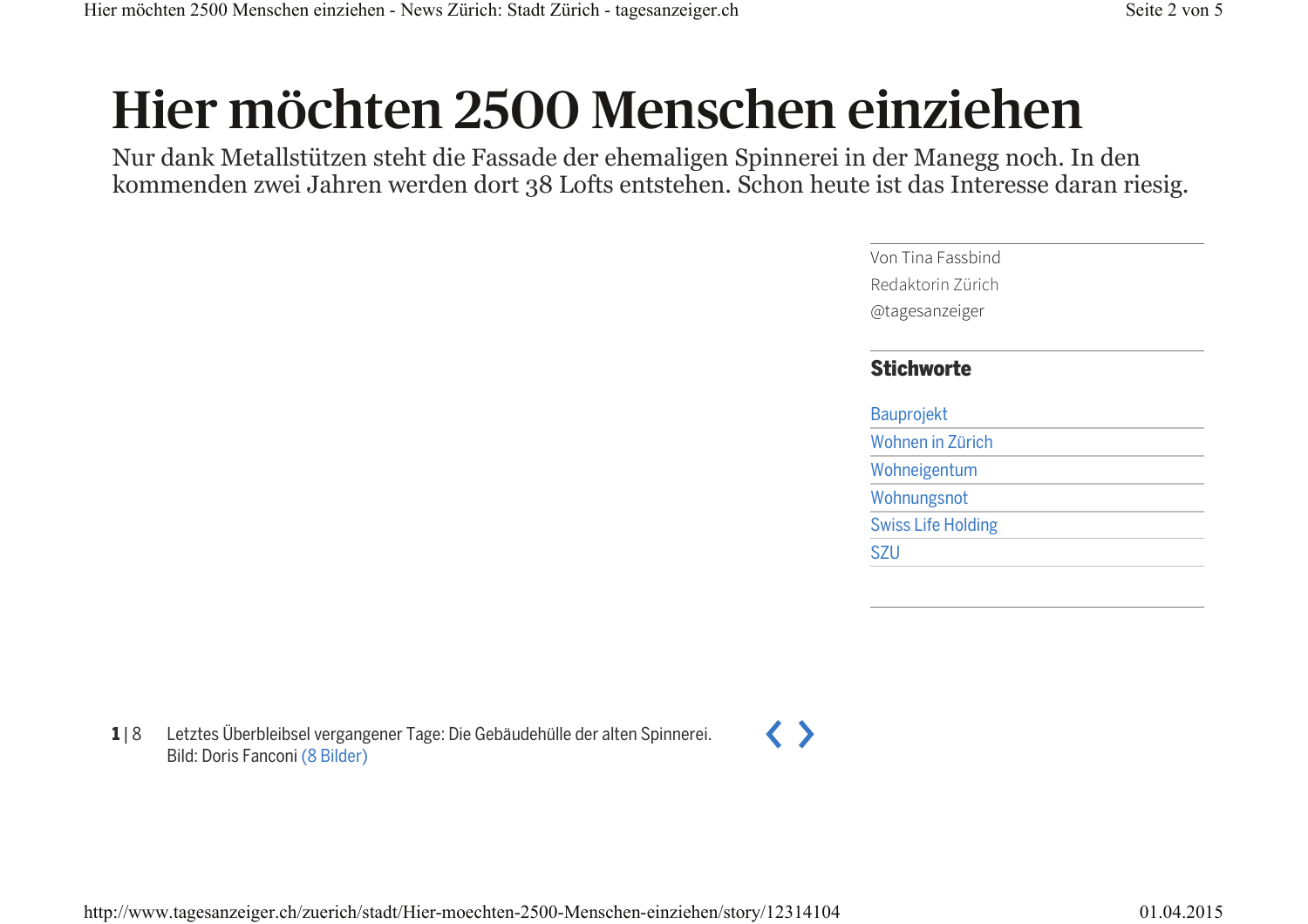# Hier möchten 2500 Menschen einziehen

Nur dank Metallstützen steht die Fassade der ehemaligen Spinnerei in der Manegg noch. In den kommenden zwei Jahren werden dort 38 Lofts entstehen. Schon heute ist das Interesse daran riesig.

Von Tina Fassbind
Redaktorin Zürich
@tagesanzeiger

**Stichworte**

- Bauprojekt
- Wohnen in Zürich
- Wohneigentum
- Wohnungsnot
- Swiss Life Holding
- SZU

**1** | 8 Letztes Überbleibsel vergangener Tage: Die Gebäudehülle der alten Spinnerei.
Bild: Doris Fanconi (8 Bilder)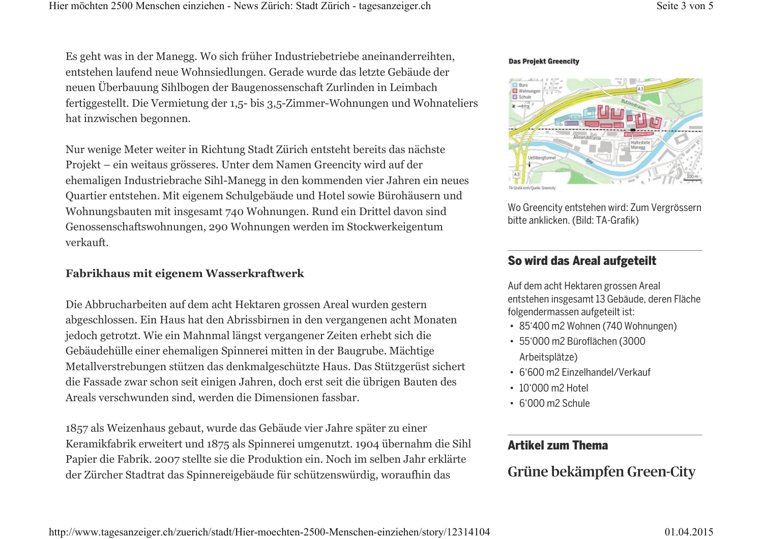Es geht was in der Manegg. Wo sich früher Industriebetriebe aneinanderreihten, entstehen laufend neue Wohnsiedlungen. Gerade wurde das letzte Gebäude der neuen Überbauung Sihlbogen der Baugenossenschaft Zurlinden in Leimbach fertiggestellt. Die Vermietung der 1,5- bis 3,5-Zimmer-Wohnungen und Wohnateliers hat inzwischen begonnen.

Nur wenige Meter weiter in Richtung Stadt Zürich entsteht bereits das nächste Projekt – ein weitaus grösseres. Unter dem Namen Greencity wird auf der ehemaligen Industriebrache Sihl-Manegg in den kommenden vier Jahren ein neues Quartier entstehen. Mit eigenem Schulgebäude und Hotel sowie Bürohäusern und Wohnungsbauten mit insgesamt 740 Wohnungen. Rund ein Drittel davon sind Genossenschaftswohnungen, 290 Wohnungen werden im Stockwerkeigentum verkauft.

**Fabrikhaus mit eigenem Wasserkraftwerk**

Die Abbrucharbeiten auf dem acht Hektaren grossen Areal wurden gestern abgeschlossen. Ein Haus hat den Abrissbirnen in den vergangenen acht Monaten jedoch getrotzt. Wie ein Mahnmal längst vergangener Zeiten erhebt sich die Gebäudehülle einer ehemaligen Spinnerei mitten in der Baugrube. Mächtige Metallverstrebungen stützen das denkmalgeschützte Haus. Das Stützgerüst sichert die Fassade zwar schon seit einigen Jahren, doch erst seit die übrigen Bauten des Areals verschwunden sind, werden die Dimensionen fassbar.

1857 als Weizenhaus gebaut, wurde das Gebäude vier Jahre später zu einer Keramikfabrik erweitert und 1875 als Spinnerei umgenutzt. 1904 übernahm die Sihl Papier die Fabrik. 2007 stellte sie die Produktion ein. Noch im selben Jahr erklärte der Zürcher Stadtrat das Spinnereigebäude für schützenswürdig, woraufhin das

**Das Projekt Greencity**

Wo Greencity entstehen wird: Zum Vergrössern bitte anklicken. (Bild: TA-Grafik)

## So wird das Areal aufgeteilt

Auf dem acht Hektaren grossen Areal entstehen insgesamt 13 Gebäude, deren Fläche folgendermassen aufgeteilt ist:

- 85'400 m2 Wohnen (740 Wohnungen)
- 55'000 m2 Büroflächen (3000 Arbeitsplätze)
- 6'600 m2 Einzelhandel/Verkauf
- 10'000 m2 Hotel
- 6'000 m2 Schule

## Artikel zum Thema

### Grüne bekämpfen Green-City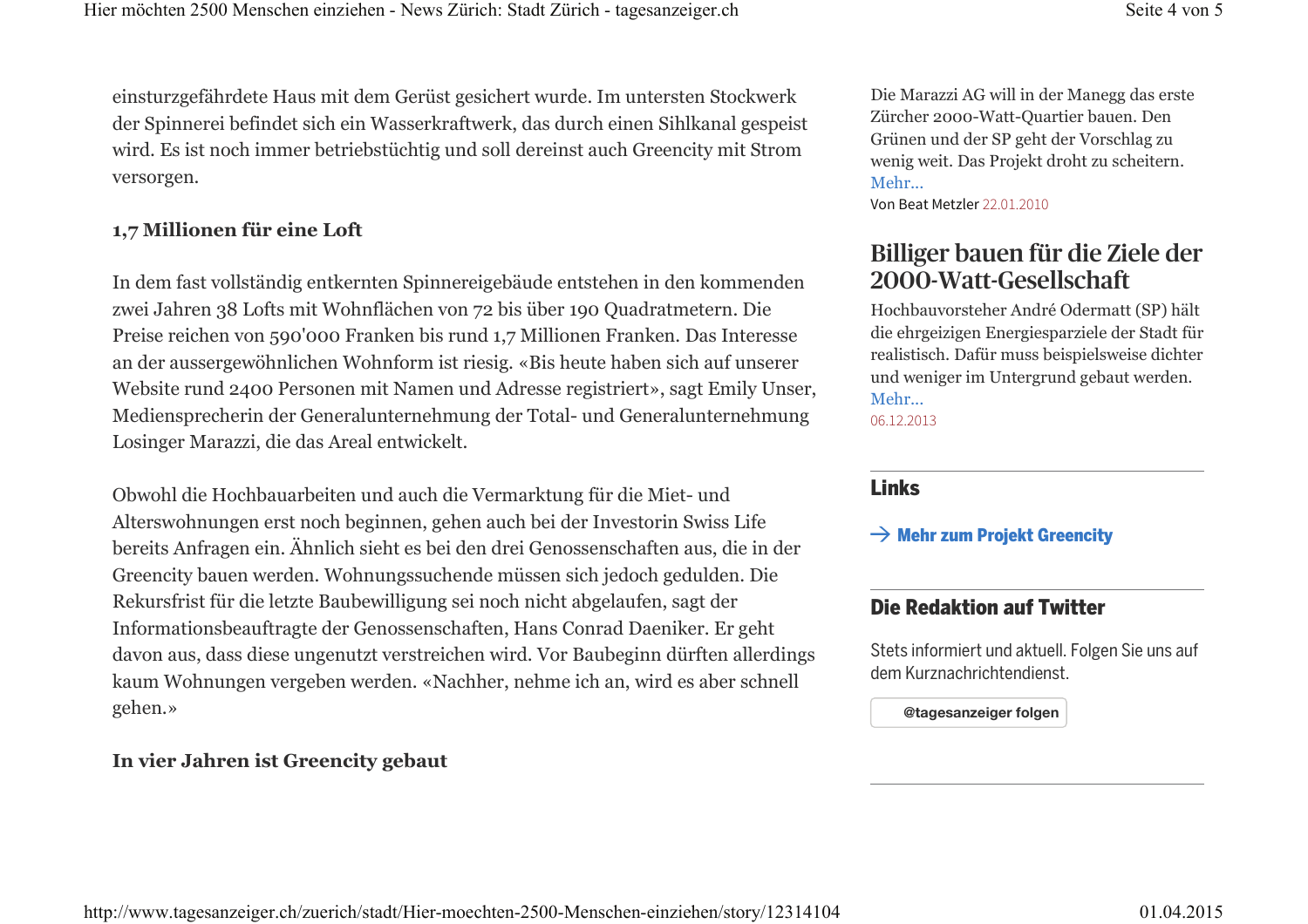einsturzgefährdete Haus mit dem Gerüst gesichert wurde. Im untersten Stockwerk der Spinnerei befindet sich ein Wasserkraftwerk, das durch einen Sihlkanal gespeist wird. Es ist noch immer betriebstüchtig und soll dereinst auch Greencity mit Strom versorgen.

**1,7 Millionen für eine Loft**

In dem fast vollständig entkernten Spinnereigebäude entstehen in den kommenden zwei Jahren 38 Lofts mit Wohnflächen von 72 bis über 190 Quadratmetern. Die Preise reichen von 590'000 Franken bis rund 1,7 Millionen Franken. Das Interesse an der aussergewöhnlichen Wohnform ist riesig. «Bis heute haben sich auf unserer Website rund 2400 Personen mit Namen und Adresse registriert», sagt Emily Unser, Mediensprecherin der Generalunternehmung der Total- und Generalunternehmung Losinger Marazzi, die das Areal entwickelt.

Obwohl die Hochbauarbeiten und auch die Vermarktung für die Miet- und Alterswohnungen erst noch beginnen, gehen auch bei der Investorin Swiss Life bereits Anfragen ein. Ähnlich sieht es bei den drei Genossenschaften aus, die in der Greencity bauen werden. Wohnungssuchende müssen sich jedoch gedulden. Die Rekursfrist für die letzte Baubewilligung sei noch nicht abgelaufen, sagt der Informationsbeauftragte der Genossenschaften, Hans Conrad Daeniker. Er geht davon aus, dass diese ungenutzt verstreichen wird. Vor Baubeginn dürften allerdings kaum Wohnungen vergeben werden. «Nachher, nehme ich an, wird es aber schnell gehen.»

**In vier Jahren ist Greencity gebaut**

Die Marazzi AG will in der Manegg das erste Zürcher 2000-Watt-Quartier bauen. Den Grünen und der SP geht der Vorschlag zu wenig weit. Das Projekt droht zu scheitern. Mehr...

Von Beat Metzler 22.01.2010

## Billiger bauen für die Ziele der 2000-Watt-Gesellschaft

Hochbauvorsteher André Odermatt (SP) hält die ehrgeizigen Energiesparziele der Stadt für realistisch. Dafür muss beispielsweise dichter und weniger im Untergrund gebaut werden. Mehr...

06.12.2013

## Links

→ Mehr zum Projekt Greencity

## Die Redaktion auf Twitter

Stets informiert und aktuell. Folgen Sie uns auf dem Kurznachrichtendienst.

@tagesanzeiger folgen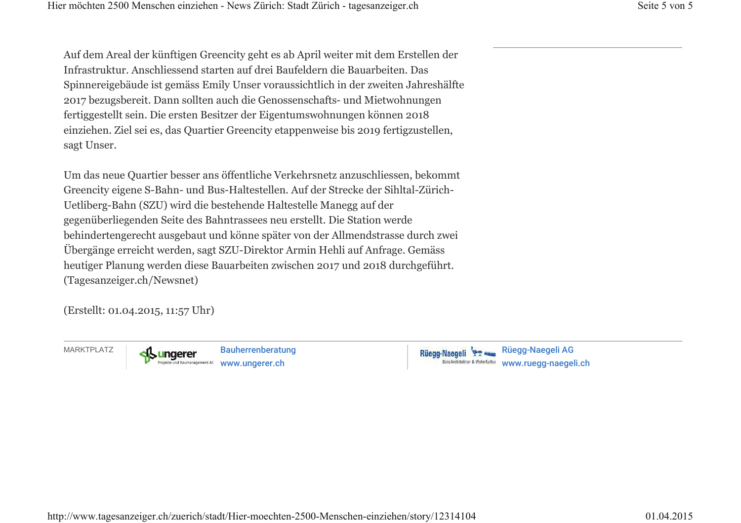Auf dem Areal der künftigen Greencity geht es ab April weiter mit dem Erstellen der Infrastruktur. Anschliessend starten auf drei Baufeldern die Bauarbeiten. Das Spinnereigebäude ist gemäss Emily Unser voraussichtlich in der zweiten Jahreshälfte 2017 bezugsbereit. Dann sollten auch die Genossenschafts- und Mietwohnungen fertiggestellt sein. Die ersten Besitzer der Eigentumswohnungen können 2018 einziehen. Ziel sei es, das Quartier Greencity etappenweise bis 2019 fertigzustellen, sagt Unser.

Um das neue Quartier besser ans öffentliche Verkehrsnetz anzuschliessen, bekommt Greencity eigene S-Bahn- und Bus-Haltestellen. Auf der Strecke der Sihltal-Zürich-Uetliberg-Bahn (SZU) wird die bestehende Haltestelle Manegg auf der gegenüberliegenden Seite des Bahntrassees neu erstellt. Die Station werde behindertengerecht ausgebaut und könne später von der Allmendstrasse durch zwei Übergänge erreicht werden, sagt SZU-Direktor Armin Hehli auf Anfrage. Gemäss heutiger Planung werden diese Bauarbeiten zwischen 2017 und 2018 durchgeführt. (Tagesanzeiger.ch/Newsnet)

(Erstellt: 01.04.2015, 11:57 Uhr)

MARKTPLATZ

ungerer – Projekte und Baumanagement AG
Bauherrenberatung
www.ungerer.ch

Rüegg-Naegeli – BüroArchitektur & WohnKultur
Rüegg-Naegeli AG
www.ruegg-naegeli.ch